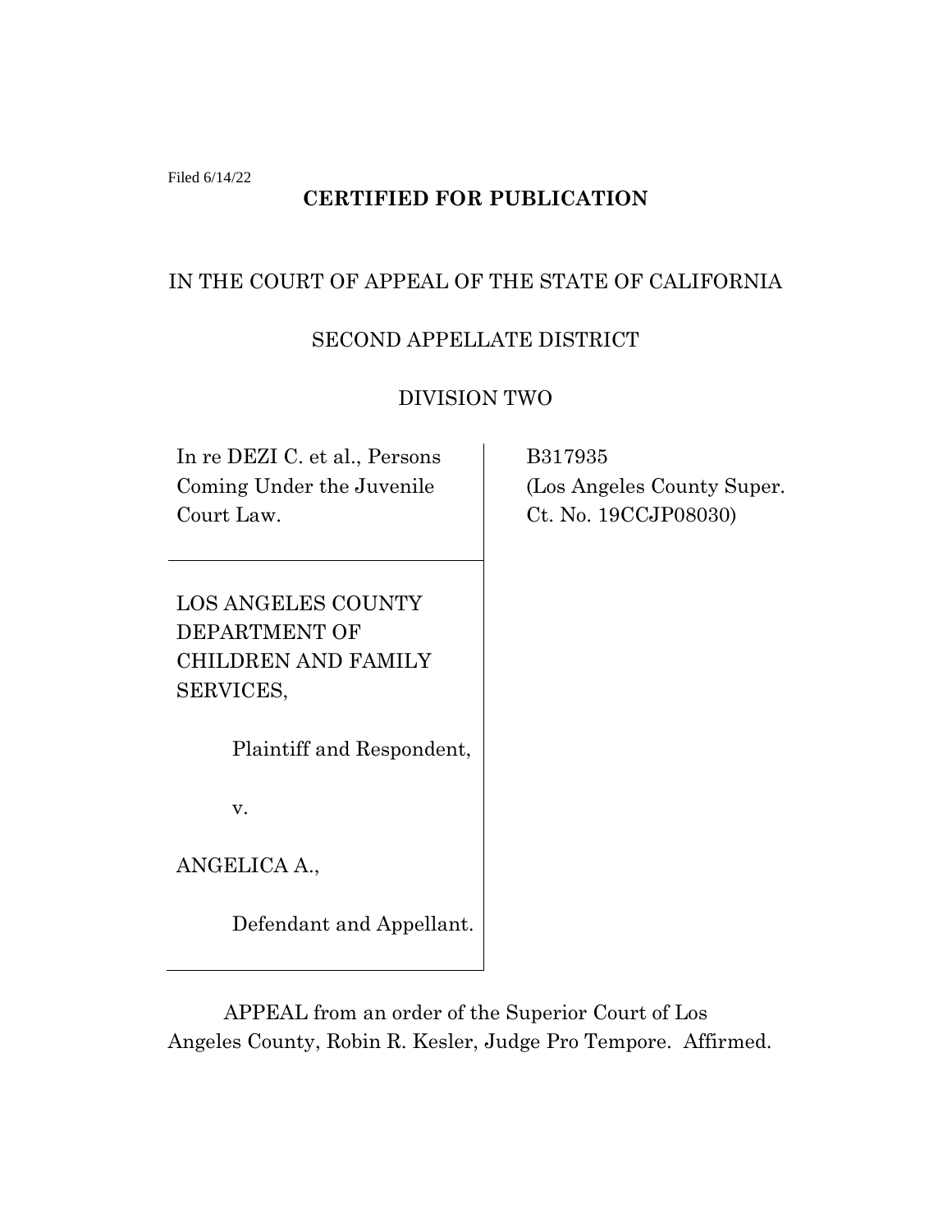Filed 6/14/22

**CERTIFIED FOR PUBLICATION**

IN THE COURT OF APPEAL OF THE STATE OF CALIFORNIA

SECOND APPELLATE DISTRICT

DIVISION TWO

| | |
|---|---|
| In re DEZI C. et al., Persons Coming Under the Juvenile Court Law. | B317935 (Los Angeles County Super. Ct. No. 19CCJP08030) |
| LOS ANGELES COUNTY DEPARTMENT OF CHILDREN AND FAMILY SERVICES, Plaintiff and Respondent, v. ANGELICA A., Defendant and Appellant. | |

APPEAL from an order of the Superior Court of Los Angeles County, Robin R. Kesler, Judge Pro Tempore. Affirmed.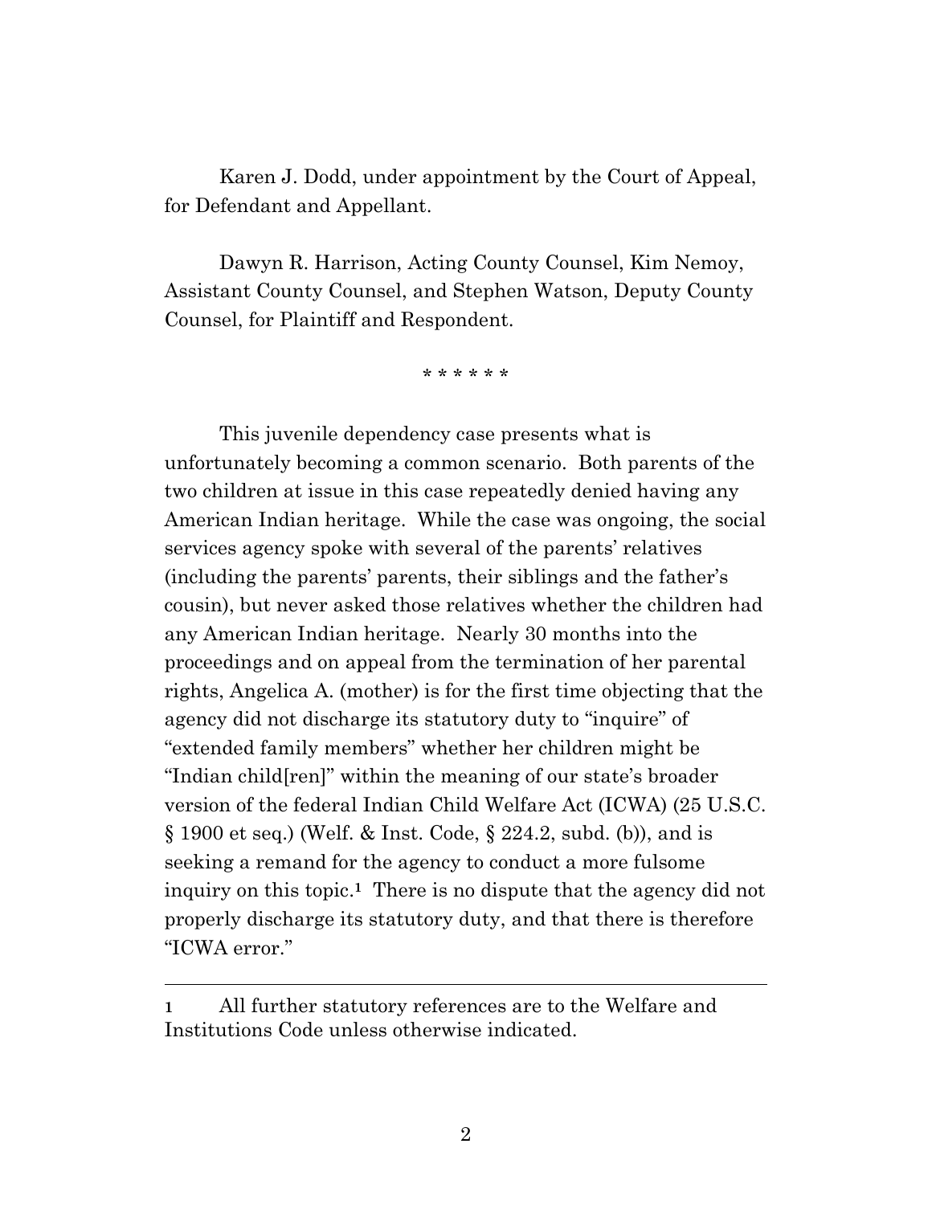Karen J. Dodd, under appointment by the Court of Appeal, for Defendant and Appellant.

Dawyn R. Harrison, Acting County Counsel, Kim Nemoy, Assistant County Counsel, and Stephen Watson, Deputy County Counsel, for Plaintiff and Respondent.

\* \* \* \* \* \*

This juvenile dependency case presents what is unfortunately becoming a common scenario. Both parents of the two children at issue in this case repeatedly denied having any American Indian heritage. While the case was ongoing, the social services agency spoke with several of the parents' relatives (including the parents' parents, their siblings and the father's cousin), but never asked those relatives whether the children had any American Indian heritage. Nearly 30 months into the proceedings and on appeal from the termination of her parental rights, Angelica A. (mother) is for the first time objecting that the agency did not discharge its statutory duty to "inquire" of "extended family members" whether her children might be "Indian child[ren]" within the meaning of our state's broader version of the federal Indian Child Welfare Act (ICWA) (25 U.S.C. § 1900 et seq.) (Welf. & Inst. Code, § 224.2, subd. (b)), and is seeking a remand for the agency to conduct a more fulsome inquiry on this topic.[1] There is no dispute that the agency did not properly discharge its statutory duty, and that there is therefore "ICWA error."

---

[1] All further statutory references are to the Welfare and Institutions Code unless otherwise indicated.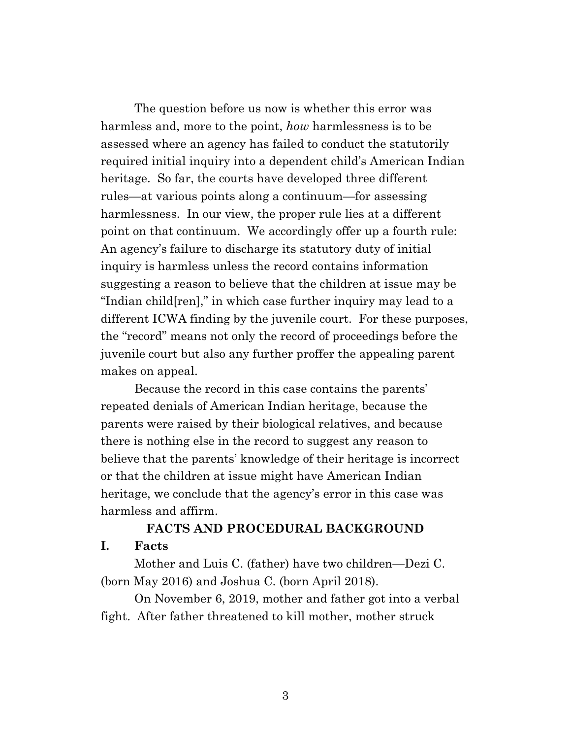The question before us now is whether this error was harmless and, more to the point, *how* harmlessness is to be assessed where an agency has failed to conduct the statutorily required initial inquiry into a dependent child's American Indian heritage. So far, the courts have developed three different rules—at various points along a continuum—for assessing harmlessness. In our view, the proper rule lies at a different point on that continuum. We accordingly offer up a fourth rule: An agency's failure to discharge its statutory duty of initial inquiry is harmless unless the record contains information suggesting a reason to believe that the children at issue may be "Indian child[ren]," in which case further inquiry may lead to a different ICWA finding by the juvenile court. For these purposes, the "record" means not only the record of proceedings before the juvenile court but also any further proffer the appealing parent makes on appeal.

Because the record in this case contains the parents' repeated denials of American Indian heritage, because the parents were raised by their biological relatives, and because there is nothing else in the record to suggest any reason to believe that the parents' knowledge of their heritage is incorrect or that the children at issue might have American Indian heritage, we conclude that the agency's error in this case was harmless and affirm.

## FACTS AND PROCEDURAL BACKGROUND

### I. Facts

Mother and Luis C. (father) have two children—Dezi C. (born May 2016) and Joshua C. (born April 2018).

On November 6, 2019, mother and father got into a verbal fight. After father threatened to kill mother, mother struck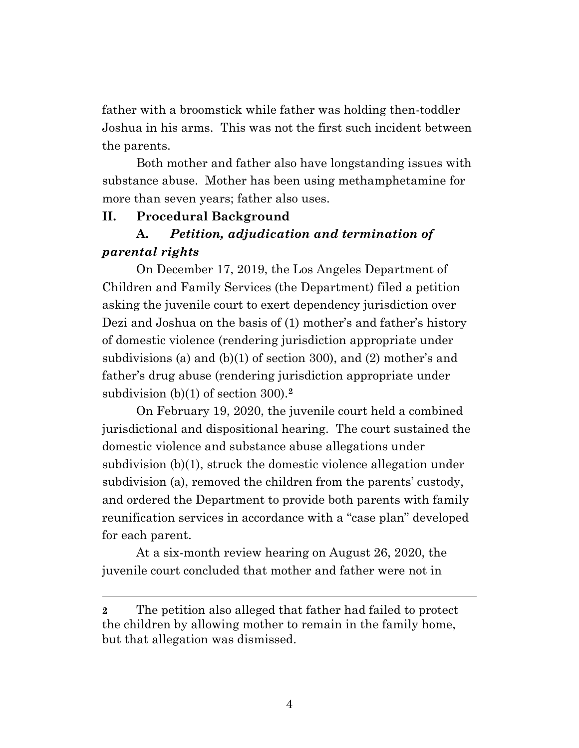father with a broomstick while father was holding then-toddler Joshua in his arms. This was not the first such incident between the parents.

Both mother and father also have longstanding issues with substance abuse. Mother has been using methamphetamine for more than seven years; father also uses.

## II. Procedural Background

### A. *Petition, adjudication and termination of parental rights*

On December 17, 2019, the Los Angeles Department of Children and Family Services (the Department) filed a petition asking the juvenile court to exert dependency jurisdiction over Dezi and Joshua on the basis of (1) mother's and father's history of domestic violence (rendering jurisdiction appropriate under subdivisions (a) and (b)(1) of section 300), and (2) mother's and father's drug abuse (rendering jurisdiction appropriate under subdivision (b)(1) of section 300).[2]

On February 19, 2020, the juvenile court held a combined jurisdictional and dispositional hearing. The court sustained the domestic violence and substance abuse allegations under subdivision (b)(1), struck the domestic violence allegation under subdivision (a), removed the children from the parents' custody, and ordered the Department to provide both parents with family reunification services in accordance with a "case plan" developed for each parent.

At a six-month review hearing on August 26, 2020, the juvenile court concluded that mother and father were not in

---

[2] The petition also alleged that father had failed to protect the children by allowing mother to remain in the family home, but that allegation was dismissed.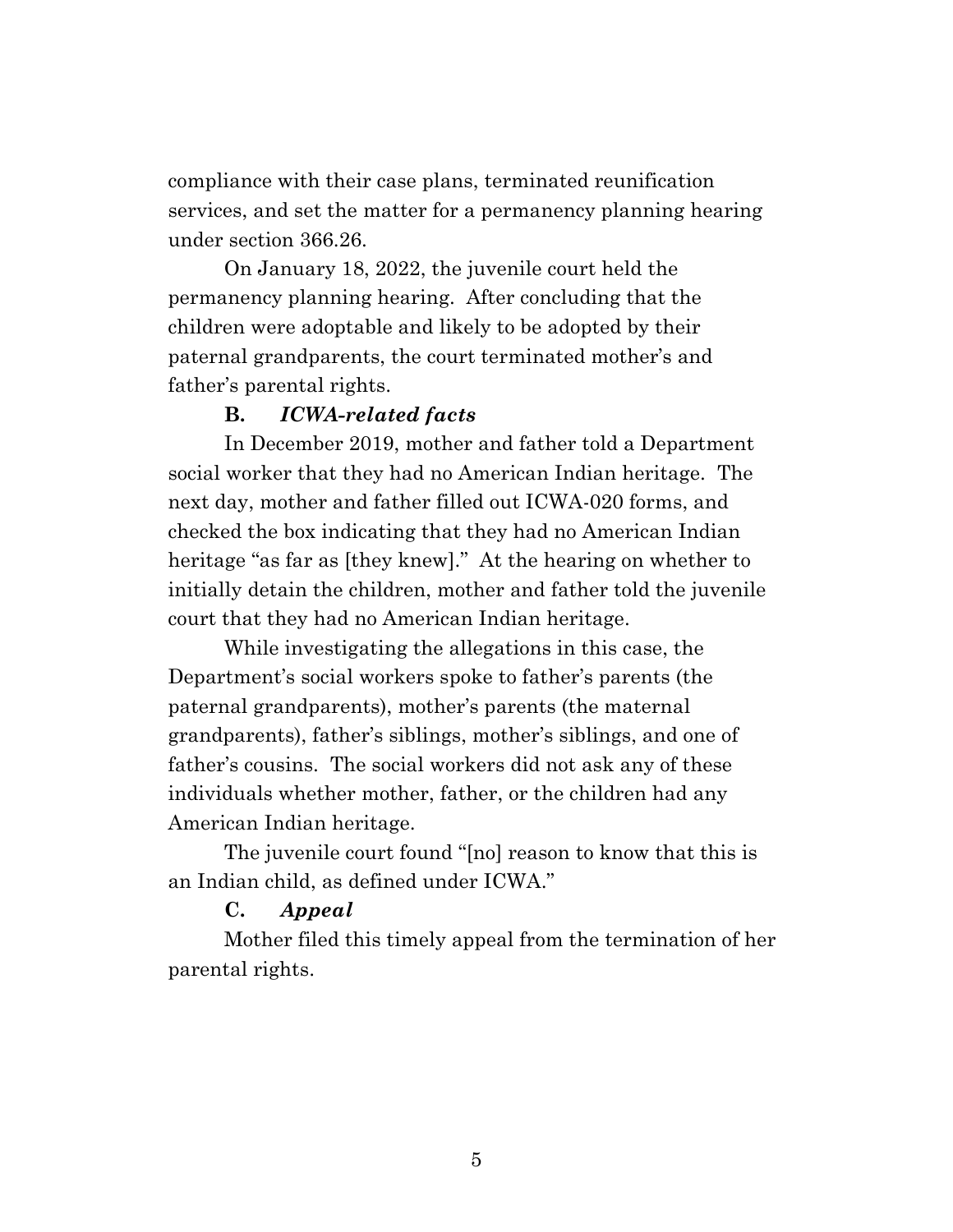compliance with their case plans, terminated reunification services, and set the matter for a permanency planning hearing under section 366.26.

On January 18, 2022, the juvenile court held the permanency planning hearing. After concluding that the children were adoptable and likely to be adopted by their paternal grandparents, the court terminated mother's and father's parental rights.

**B. *ICWA-related facts***

In December 2019, mother and father told a Department social worker that they had no American Indian heritage. The next day, mother and father filled out ICWA-020 forms, and checked the box indicating that they had no American Indian heritage "as far as [they knew]." At the hearing on whether to initially detain the children, mother and father told the juvenile court that they had no American Indian heritage.

While investigating the allegations in this case, the Department's social workers spoke to father's parents (the paternal grandparents), mother's parents (the maternal grandparents), father's siblings, mother's siblings, and one of father's cousins. The social workers did not ask any of these individuals whether mother, father, or the children had any American Indian heritage.

The juvenile court found "[no] reason to know that this is an Indian child, as defined under ICWA."

**C. *Appeal***

Mother filed this timely appeal from the termination of her parental rights.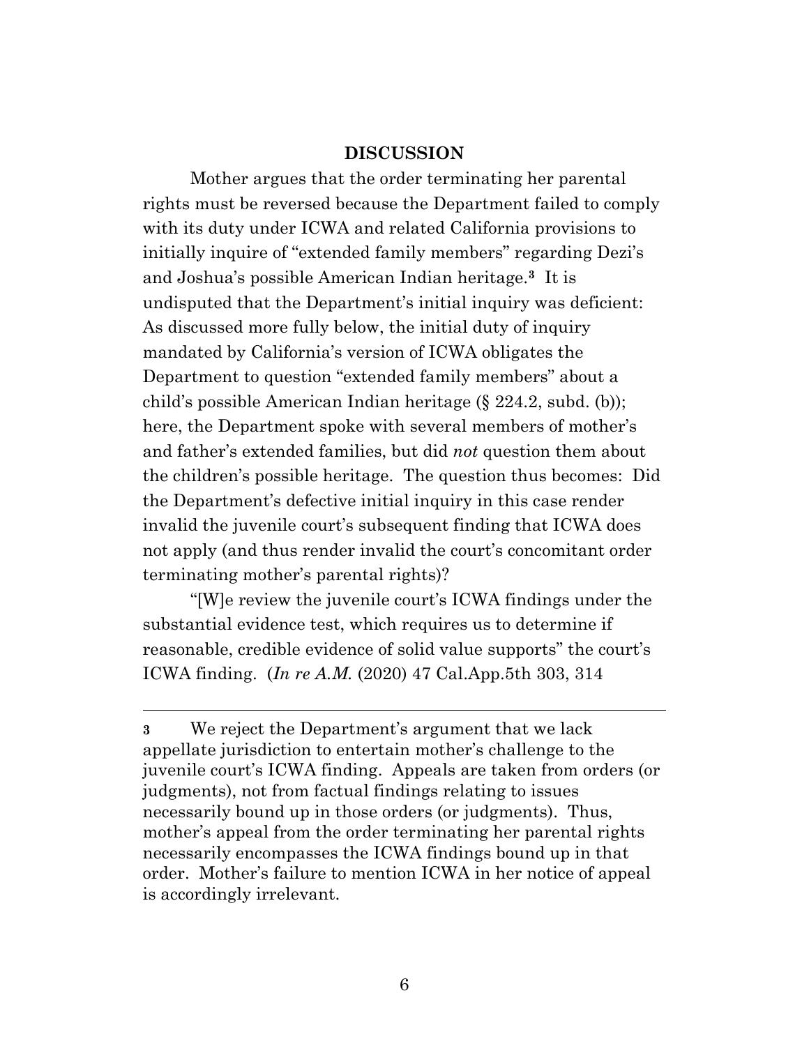## DISCUSSION

Mother argues that the order terminating her parental rights must be reversed because the Department failed to comply with its duty under ICWA and related California provisions to initially inquire of "extended family members" regarding Dezi's and Joshua's possible American Indian heritage.[3] It is undisputed that the Department's initial inquiry was deficient: As discussed more fully below, the initial duty of inquiry mandated by California's version of ICWA obligates the Department to question "extended family members" about a child's possible American Indian heritage (§ 224.2, subd. (b)); here, the Department spoke with several members of mother's and father's extended families, but did *not* question them about the children's possible heritage. The question thus becomes: Did the Department's defective initial inquiry in this case render invalid the juvenile court's subsequent finding that ICWA does not apply (and thus render invalid the court's concomitant order terminating mother's parental rights)?

"[W]e review the juvenile court's ICWA findings under the substantial evidence test, which requires us to determine if reasonable, credible evidence of solid value supports" the court's ICWA finding. (*In re A.M.* (2020) 47 Cal.App.5th 303, 314

---

**3** We reject the Department's argument that we lack appellate jurisdiction to entertain mother's challenge to the juvenile court's ICWA finding. Appeals are taken from orders (or judgments), not from factual findings relating to issues necessarily bound up in those orders (or judgments). Thus, mother's appeal from the order terminating her parental rights necessarily encompasses the ICWA findings bound up in that order. Mother's failure to mention ICWA in her notice of appeal is accordingly irrelevant.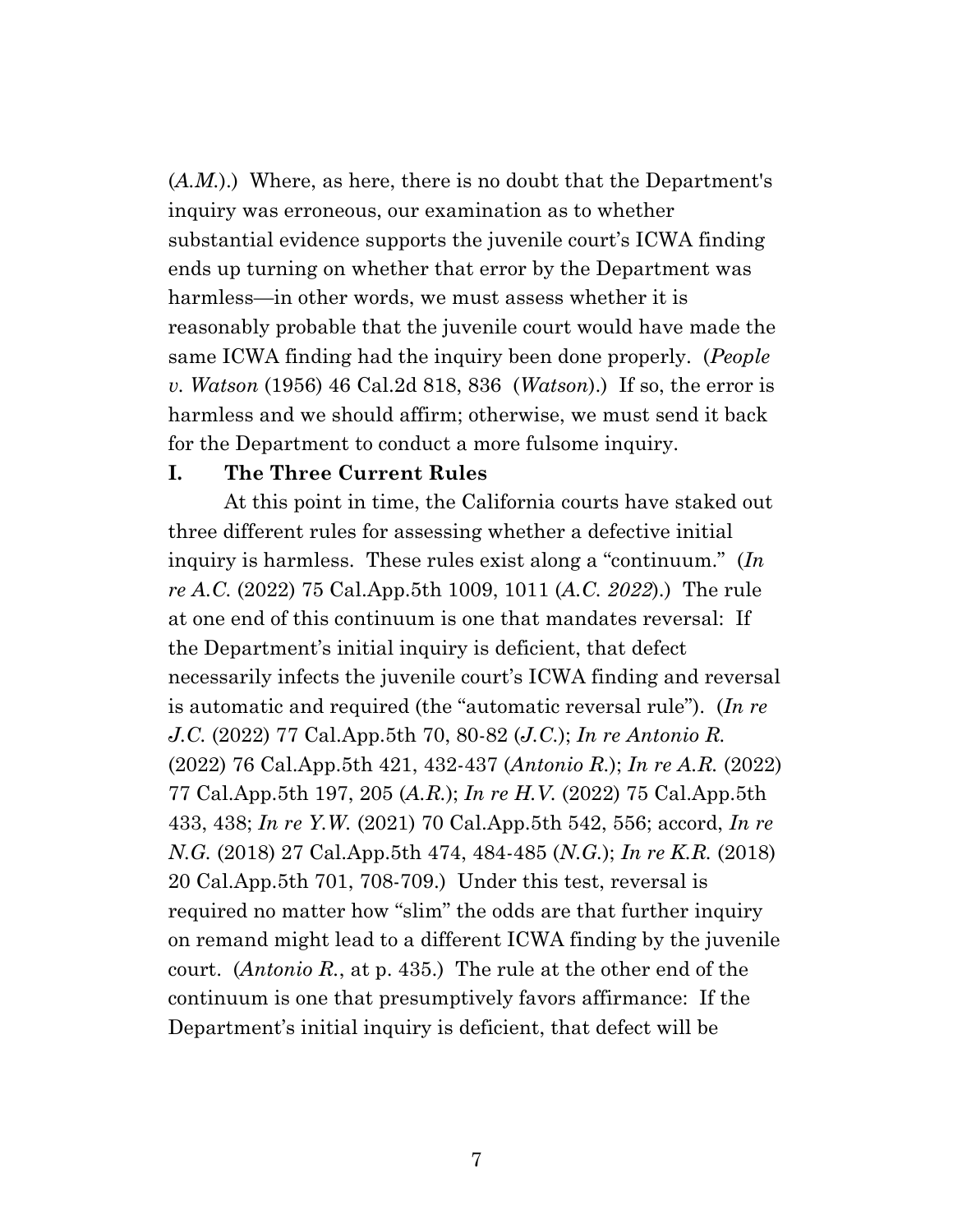(*A.M.*).) Where, as here, there is no doubt that the Department's inquiry was erroneous, our examination as to whether substantial evidence supports the juvenile court's ICWA finding ends up turning on whether that error by the Department was harmless—in other words, we must assess whether it is reasonably probable that the juvenile court would have made the same ICWA finding had the inquiry been done properly. (*People v. Watson* (1956) 46 Cal.2d 818, 836 (*Watson*).) If so, the error is harmless and we should affirm; otherwise, we must send it back for the Department to conduct a more fulsome inquiry.

## I. The Three Current Rules

At this point in time, the California courts have staked out three different rules for assessing whether a defective initial inquiry is harmless. These rules exist along a "continuum." (*In re A.C.* (2022) 75 Cal.App.5th 1009, 1011 (*A.C. 2022*).) The rule at one end of this continuum is one that mandates reversal: If the Department's initial inquiry is deficient, that defect necessarily infects the juvenile court's ICWA finding and reversal is automatic and required (the "automatic reversal rule"). (*In re J.C.* (2022) 77 Cal.App.5th 70, 80-82 (*J.C.*); *In re Antonio R.* (2022) 76 Cal.App.5th 421, 432-437 (*Antonio R.*); *In re A.R.* (2022) 77 Cal.App.5th 197, 205 (*A.R.*); *In re H.V.* (2022) 75 Cal.App.5th 433, 438; *In re Y.W.* (2021) 70 Cal.App.5th 542, 556; accord, *In re N.G.* (2018) 27 Cal.App.5th 474, 484-485 (*N.G.*); *In re K.R.* (2018) 20 Cal.App.5th 701, 708-709.) Under this test, reversal is required no matter how "slim" the odds are that further inquiry on remand might lead to a different ICWA finding by the juvenile court. (*Antonio R.*, at p. 435.) The rule at the other end of the continuum is one that presumptively favors affirmance: If the Department's initial inquiry is deficient, that defect will be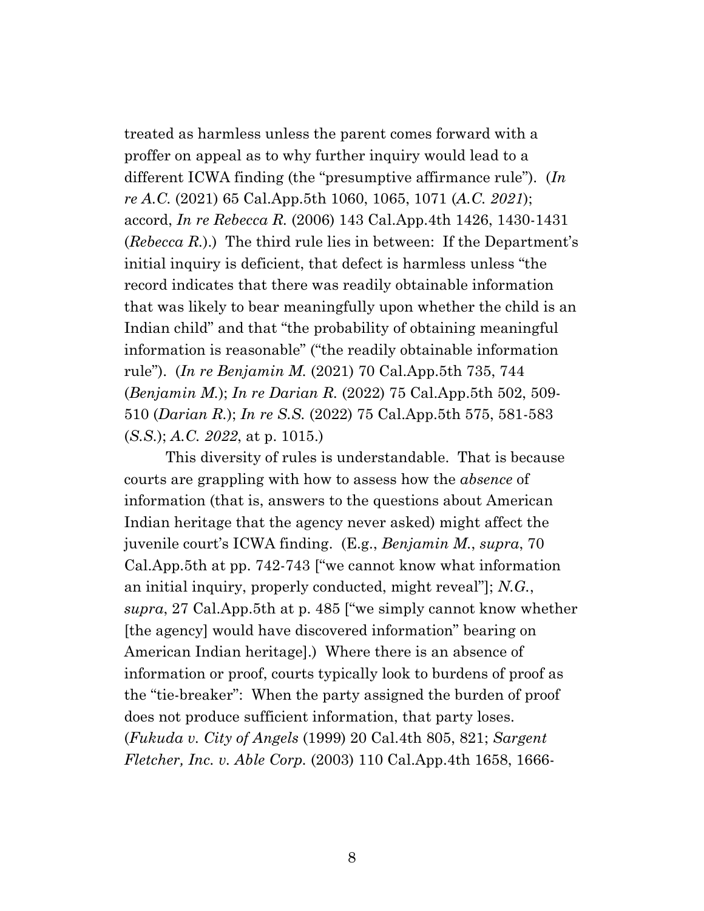treated as harmless unless the parent comes forward with a proffer on appeal as to why further inquiry would lead to a different ICWA finding (the "presumptive affirmance rule"). (*In re A.C.* (2021) 65 Cal.App.5th 1060, 1065, 1071 (*A.C. 2021*); accord, *In re Rebecca R.* (2006) 143 Cal.App.4th 1426, 1430-1431 (*Rebecca R.*).) The third rule lies in between: If the Department's initial inquiry is deficient, that defect is harmless unless "the record indicates that there was readily obtainable information that was likely to bear meaningfully upon whether the child is an Indian child" and that "the probability of obtaining meaningful information is reasonable" ("the readily obtainable information rule"). (*In re Benjamin M.* (2021) 70 Cal.App.5th 735, 744 (*Benjamin M.*); *In re Darian R.* (2022) 75 Cal.App.5th 502, 509-510 (*Darian R.*); *In re S.S.* (2022) 75 Cal.App.5th 575, 581-583 (*S.S.*); *A.C. 2022*, at p. 1015.)

This diversity of rules is understandable. That is because courts are grappling with how to assess how the *absence* of information (that is, answers to the questions about American Indian heritage that the agency never asked) might affect the juvenile court's ICWA finding. (E.g., *Benjamin M.*, *supra*, 70 Cal.App.5th at pp. 742-743 ["we cannot know what information an initial inquiry, properly conducted, might reveal"]; *N.G.*, *supra*, 27 Cal.App.5th at p. 485 ["we simply cannot know whether [the agency] would have discovered information" bearing on American Indian heritage].) Where there is an absence of information or proof, courts typically look to burdens of proof as the "tie-breaker": When the party assigned the burden of proof does not produce sufficient information, that party loses. (*Fukuda v. City of Angels* (1999) 20 Cal.4th 805, 821; *Sargent Fletcher, Inc. v. Able Corp.* (2003) 110 Cal.App.4th 1658, 1666-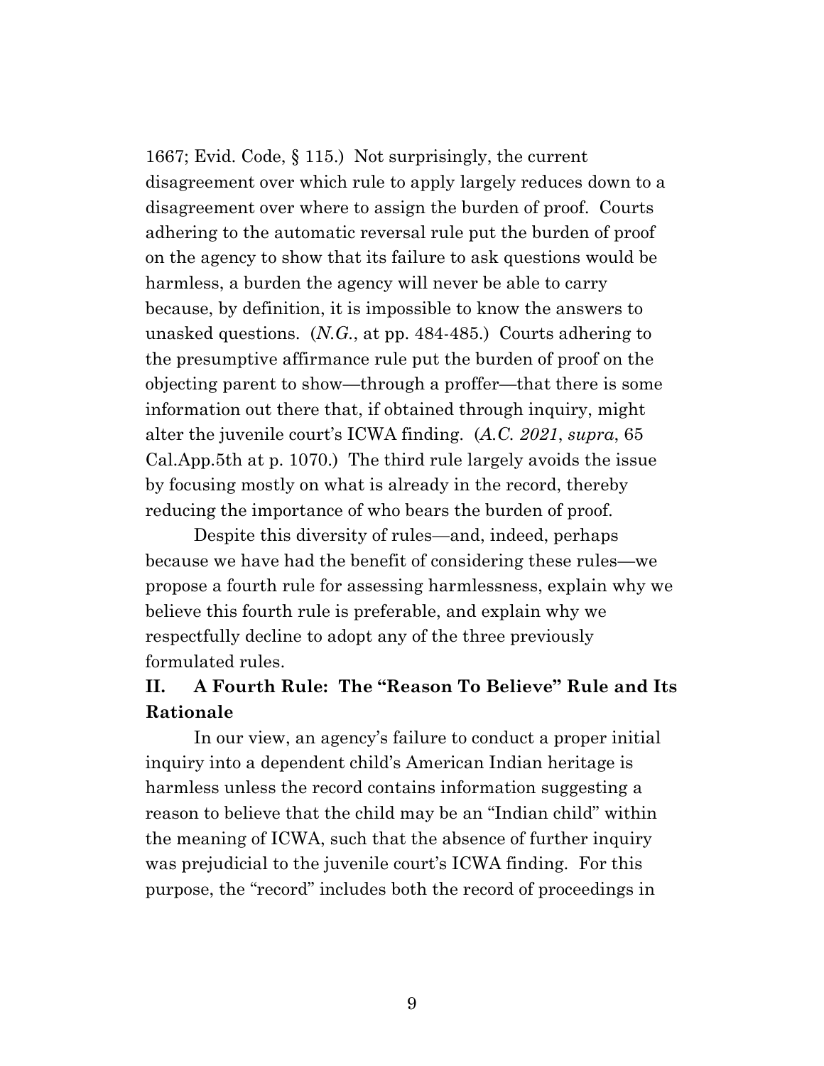1667; Evid. Code, § 115.) Not surprisingly, the current disagreement over which rule to apply largely reduces down to a disagreement over where to assign the burden of proof. Courts adhering to the automatic reversal rule put the burden of proof on the agency to show that its failure to ask questions would be harmless, a burden the agency will never be able to carry because, by definition, it is impossible to know the answers to unasked questions. (*N.G.*, at pp. 484-485.) Courts adhering to the presumptive affirmance rule put the burden of proof on the objecting parent to show—through a proffer—that there is some information out there that, if obtained through inquiry, might alter the juvenile court's ICWA finding. (*A.C. 2021*, *supra*, 65 Cal.App.5th at p. 1070.) The third rule largely avoids the issue by focusing mostly on what is already in the record, thereby reducing the importance of who bears the burden of proof.

Despite this diversity of rules—and, indeed, perhaps because we have had the benefit of considering these rules—we propose a fourth rule for assessing harmlessness, explain why we believe this fourth rule is preferable, and explain why we respectfully decline to adopt any of the three previously formulated rules.

## II. A Fourth Rule: The "Reason To Believe" Rule and Its Rationale

In our view, an agency's failure to conduct a proper initial inquiry into a dependent child's American Indian heritage is harmless unless the record contains information suggesting a reason to believe that the child may be an "Indian child" within the meaning of ICWA, such that the absence of further inquiry was prejudicial to the juvenile court's ICWA finding. For this purpose, the "record" includes both the record of proceedings in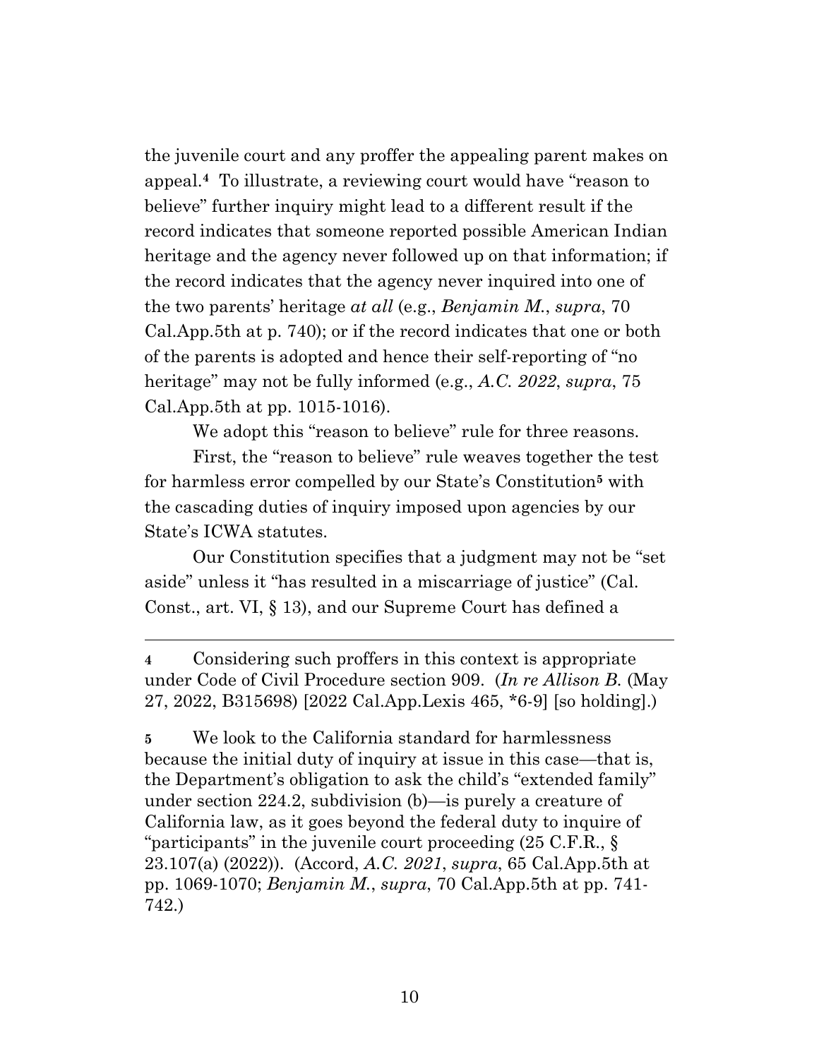the juvenile court and any proffer the appealing parent makes on appeal.[4] To illustrate, a reviewing court would have "reason to believe" further inquiry might lead to a different result if the record indicates that someone reported possible American Indian heritage and the agency never followed up on that information; if the record indicates that the agency never inquired into one of the two parents' heritage *at all* (e.g., *Benjamin M.*, *supra*, 70 Cal.App.5th at p. 740); or if the record indicates that one or both of the parents is adopted and hence their self-reporting of "no heritage" may not be fully informed (e.g., *A.C. 2022*, *supra*, 75 Cal.App.5th at pp. 1015-1016).

We adopt this "reason to believe" rule for three reasons.

First, the "reason to believe" rule weaves together the test for harmless error compelled by our State's Constitution[5] with the cascading duties of inquiry imposed upon agencies by our State's ICWA statutes.

Our Constitution specifies that a judgment may not be "set aside" unless it "has resulted in a miscarriage of justice" (Cal. Const., art. VI, § 13), and our Supreme Court has defined a

---

[4] Considering such proffers in this context is appropriate under Code of Civil Procedure section 909. (*In re Allison B.* (May 27, 2022, B315698) [2022 Cal.App.Lexis 465, *6-9] [so holding].)

[5] We look to the California standard for harmlessness because the initial duty of inquiry at issue in this case—that is, the Department's obligation to ask the child's "extended family" under section 224.2, subdivision (b)—is purely a creature of California law, as it goes beyond the federal duty to inquire of "participants" in the juvenile court proceeding (25 C.F.R., § 23.107(a) (2022)). (Accord, *A.C. 2021*, *supra*, 65 Cal.App.5th at pp. 1069-1070; *Benjamin M.*, *supra*, 70 Cal.App.5th at pp. 741-742.)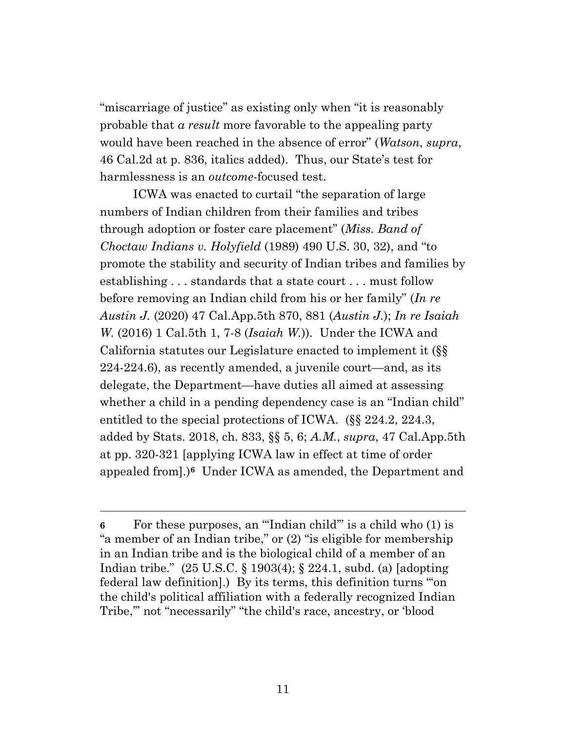"miscarriage of justice" as existing only when "it is reasonably probable that *a result* more favorable to the appealing party would have been reached in the absence of error" (*Watson*, *supra*, 46 Cal.2d at p. 836, italics added). Thus, our State's test for harmlessness is an *outcome*-focused test.

ICWA was enacted to curtail "the separation of large numbers of Indian children from their families and tribes through adoption or foster care placement" (*Miss. Band of Choctaw Indians v. Holyfield* (1989) 490 U.S. 30, 32), and "to promote the stability and security of Indian tribes and families by establishing . . . standards that a state court . . . must follow before removing an Indian child from his or her family" (*In re Austin J.* (2020) 47 Cal.App.5th 870, 881 (*Austin J.*); *In re Isaiah W.* (2016) 1 Cal.5th 1, 7-8 (*Isaiah W.*)). Under the ICWA and California statutes our Legislature enacted to implement it (§§ 224-224.6), as recently amended, a juvenile court—and, as its delegate, the Department—have duties all aimed at assessing whether a child in a pending dependency case is an "Indian child" entitled to the special protections of ICWA. (§§ 224.2, 224.3, added by Stats. 2018, ch. 833, §§ 5, 6; *A.M.*, *supra*, 47 Cal.App.5th at pp. 320-321 [applying ICWA law in effect at time of order appealed from].)[6] Under ICWA as amended, the Department and

---

**6** For these purposes, an "'Indian child'" is a child who (1) is "a member of an Indian tribe," or (2) "is eligible for membership in an Indian tribe and is the biological child of a member of an Indian tribe." (25 U.S.C. § 1903(4); § 224.1, subd. (a) [adopting federal law definition].) By its terms, this definition turns "'on the child's political affiliation with a federally recognized Indian Tribe,'" not "necessarily" "the child's race, ancestry, or 'blood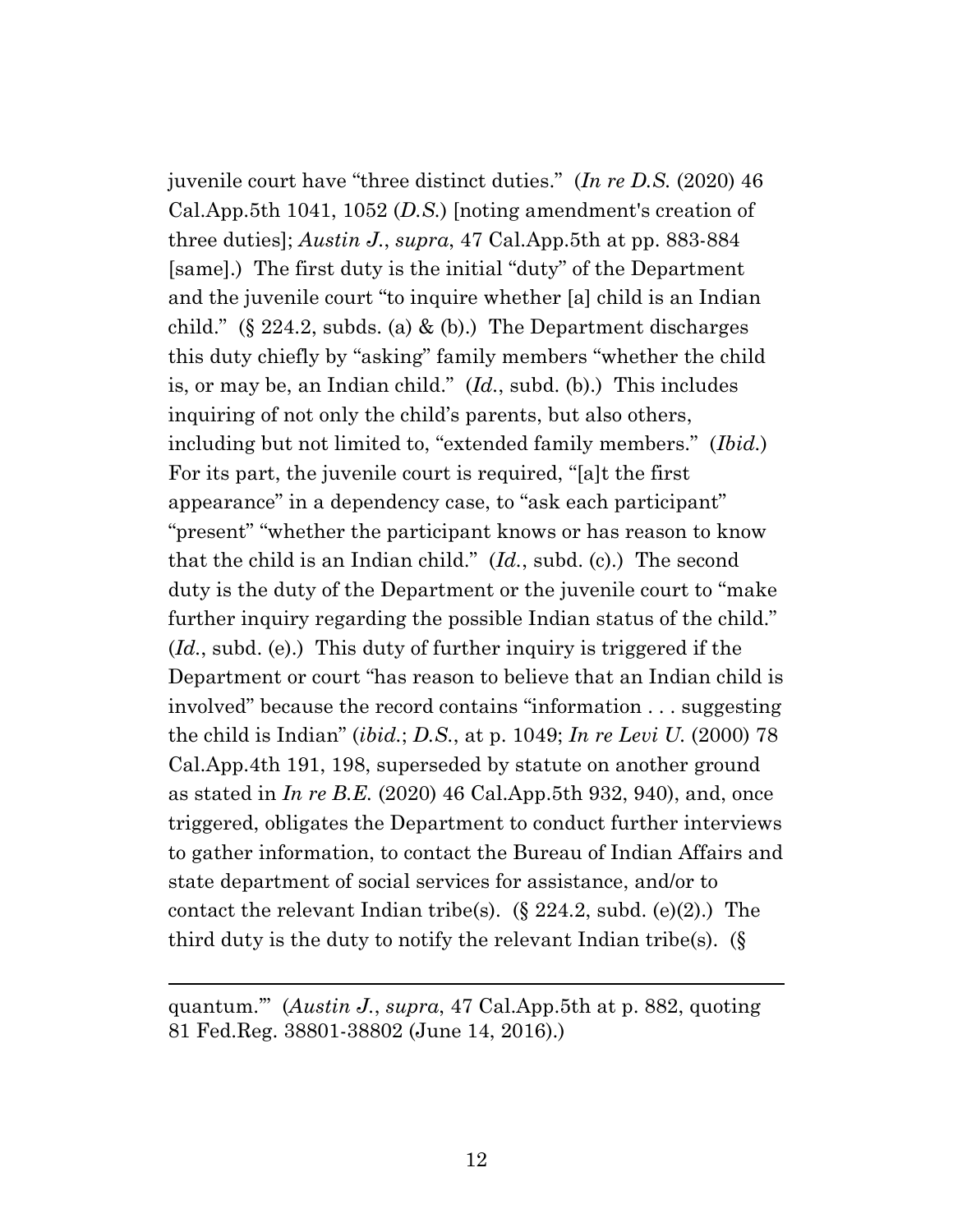juvenile court have "three distinct duties." (*In re D.S.* (2020) 46 Cal.App.5th 1041, 1052 (*D.S.*) [noting amendment's creation of three duties]; *Austin J.*, *supra*, 47 Cal.App.5th at pp. 883-884 [same].) The first duty is the initial "duty" of the Department and the juvenile court "to inquire whether [a] child is an Indian child." (§ 224.2, subds. (a) & (b).) The Department discharges this duty chiefly by "asking" family members "whether the child is, or may be, an Indian child." (*Id.*, subd. (b).) This includes inquiring of not only the child's parents, but also others, including but not limited to, "extended family members." (*Ibid.*) For its part, the juvenile court is required, "[a]t the first appearance" in a dependency case, to "ask each participant" "present" "whether the participant knows or has reason to know that the child is an Indian child." (*Id.*, subd. (c).) The second duty is the duty of the Department or the juvenile court to "make further inquiry regarding the possible Indian status of the child." (*Id.*, subd. (e).) This duty of further inquiry is triggered if the Department or court "has reason to believe that an Indian child is involved" because the record contains "information . . . suggesting the child is Indian" (*ibid.*; *D.S.*, at p. 1049; *In re Levi U.* (2000) 78 Cal.App.4th 191, 198, superseded by statute on another ground as stated in *In re B.E.* (2020) 46 Cal.App.5th 932, 940), and, once triggered, obligates the Department to conduct further interviews to gather information, to contact the Bureau of Indian Affairs and state department of social services for assistance, and/or to contact the relevant Indian tribe(s). (§ 224.2, subd. (e)(2).) The third duty is the duty to notify the relevant Indian tribe(s). (§

---

quantum.'" (*Austin J.*, *supra*, 47 Cal.App.5th at p. 882, quoting 81 Fed.Reg. 38801-38802 (June 14, 2016).)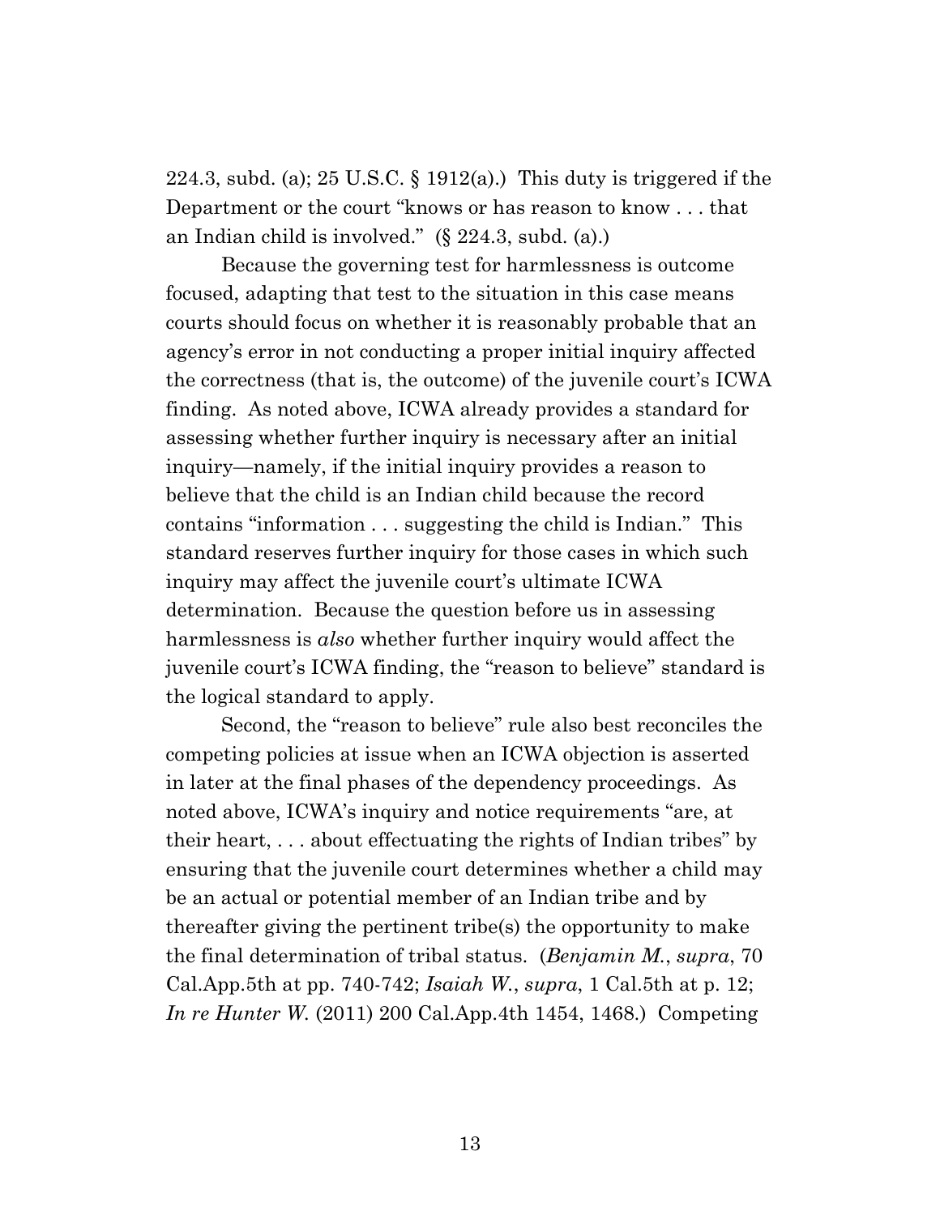224.3, subd. (a); 25 U.S.C. § 1912(a).) This duty is triggered if the Department or the court "knows or has reason to know . . . that an Indian child is involved." (§ 224.3, subd. (a).)

Because the governing test for harmlessness is outcome focused, adapting that test to the situation in this case means courts should focus on whether it is reasonably probable that an agency's error in not conducting a proper initial inquiry affected the correctness (that is, the outcome) of the juvenile court's ICWA finding. As noted above, ICWA already provides a standard for assessing whether further inquiry is necessary after an initial inquiry—namely, if the initial inquiry provides a reason to believe that the child is an Indian child because the record contains "information . . . suggesting the child is Indian." This standard reserves further inquiry for those cases in which such inquiry may affect the juvenile court's ultimate ICWA determination. Because the question before us in assessing harmlessness is *also* whether further inquiry would affect the juvenile court's ICWA finding, the "reason to believe" standard is the logical standard to apply.

Second, the "reason to believe" rule also best reconciles the competing policies at issue when an ICWA objection is asserted in later at the final phases of the dependency proceedings. As noted above, ICWA's inquiry and notice requirements "are, at their heart, . . . about effectuating the rights of Indian tribes" by ensuring that the juvenile court determines whether a child may be an actual or potential member of an Indian tribe and by thereafter giving the pertinent tribe(s) the opportunity to make the final determination of tribal status. (*Benjamin M.*, *supra*, 70 Cal.App.5th at pp. 740-742; *Isaiah W.*, *supra*, 1 Cal.5th at p. 12; *In re Hunter W.* (2011) 200 Cal.App.4th 1454, 1468.) Competing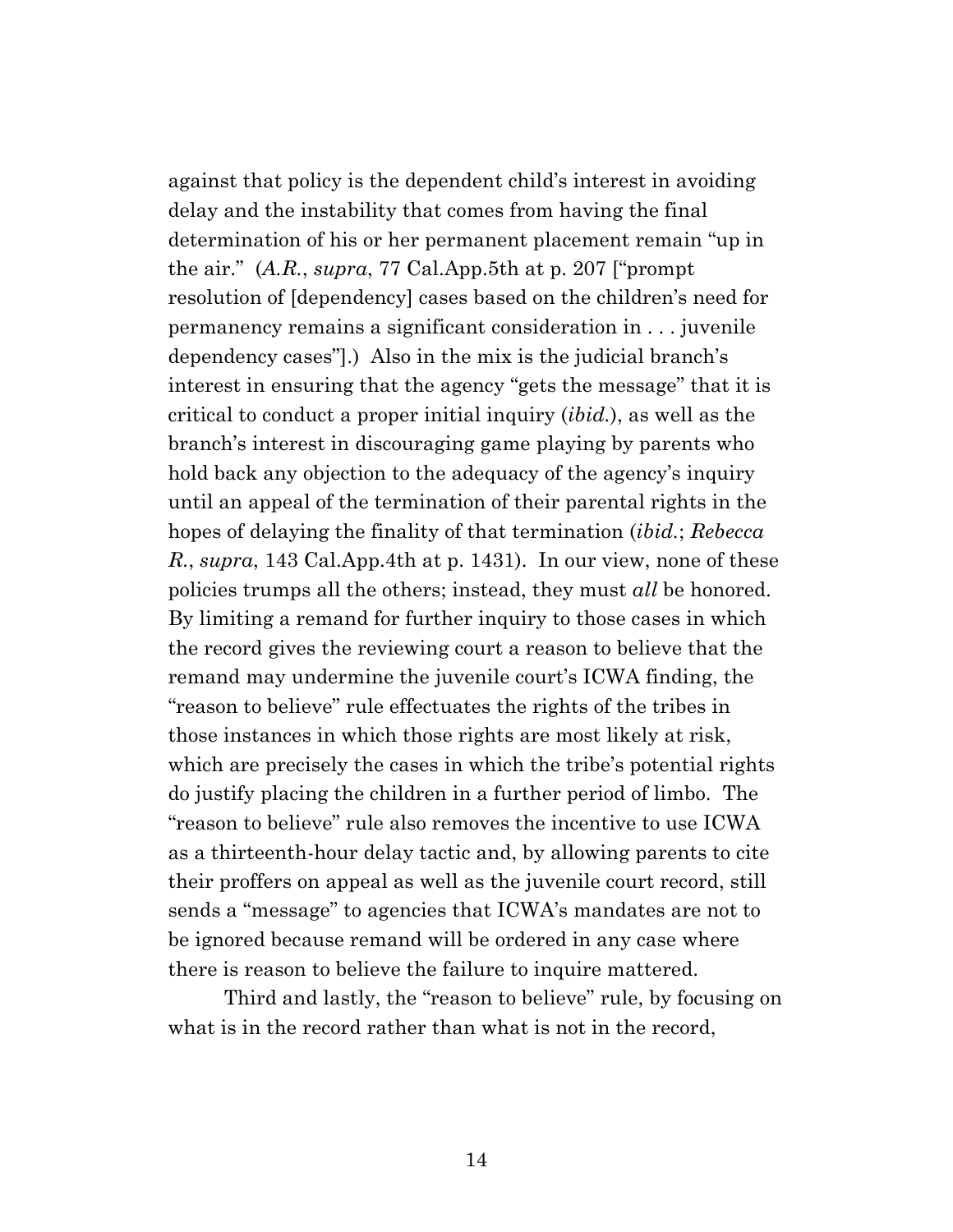against that policy is the dependent child's interest in avoiding delay and the instability that comes from having the final determination of his or her permanent placement remain "up in the air." (*A.R.*, *supra*, 77 Cal.App.5th at p. 207 ["prompt resolution of [dependency] cases based on the children's need for permanency remains a significant consideration in . . . juvenile dependency cases"].) Also in the mix is the judicial branch's interest in ensuring that the agency "gets the message" that it is critical to conduct a proper initial inquiry (*ibid.*), as well as the branch's interest in discouraging game playing by parents who hold back any objection to the adequacy of the agency's inquiry until an appeal of the termination of their parental rights in the hopes of delaying the finality of that termination (*ibid.*; *Rebecca R.*, *supra*, 143 Cal.App.4th at p. 1431). In our view, none of these policies trumps all the others; instead, they must *all* be honored. By limiting a remand for further inquiry to those cases in which the record gives the reviewing court a reason to believe that the remand may undermine the juvenile court's ICWA finding, the "reason to believe" rule effectuates the rights of the tribes in those instances in which those rights are most likely at risk, which are precisely the cases in which the tribe's potential rights do justify placing the children in a further period of limbo. The "reason to believe" rule also removes the incentive to use ICWA as a thirteenth-hour delay tactic and, by allowing parents to cite their proffers on appeal as well as the juvenile court record, still sends a "message" to agencies that ICWA's mandates are not to be ignored because remand will be ordered in any case where there is reason to believe the failure to inquire mattered.

Third and lastly, the "reason to believe" rule, by focusing on what is in the record rather than what is not in the record,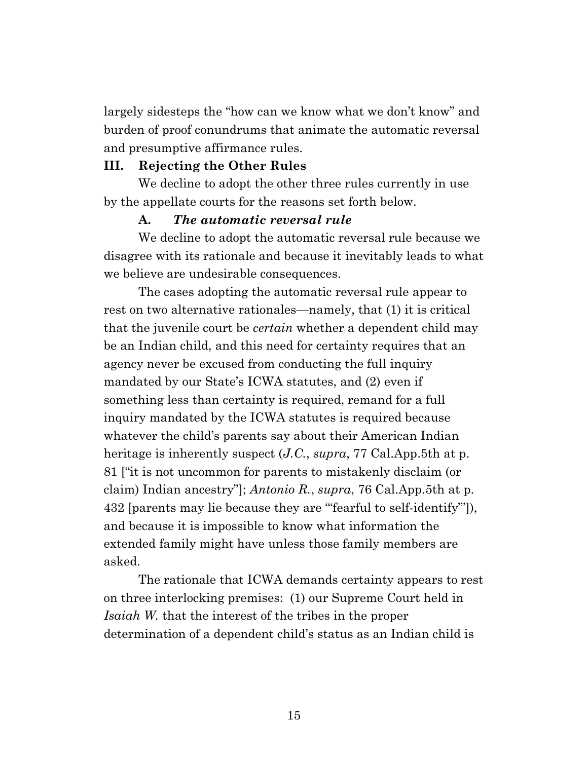largely sidesteps the "how can we know what we don't know" and burden of proof conundrums that animate the automatic reversal and presumptive affirmance rules.

## III. Rejecting the Other Rules

We decline to adopt the other three rules currently in use by the appellate courts for the reasons set forth below.

### A. *The automatic reversal rule*

We decline to adopt the automatic reversal rule because we disagree with its rationale and because it inevitably leads to what we believe are undesirable consequences.

The cases adopting the automatic reversal rule appear to rest on two alternative rationales—namely, that (1) it is critical that the juvenile court be *certain* whether a dependent child may be an Indian child, and this need for certainty requires that an agency never be excused from conducting the full inquiry mandated by our State's ICWA statutes, and (2) even if something less than certainty is required, remand for a full inquiry mandated by the ICWA statutes is required because whatever the child's parents say about their American Indian heritage is inherently suspect (*J.C.*, *supra*, 77 Cal.App.5th at p. 81 ["it is not uncommon for parents to mistakenly disclaim (or claim) Indian ancestry"]; *Antonio R.*, *supra*, 76 Cal.App.5th at p. 432 [parents may lie because they are "'fearful to self-identify'"]), and because it is impossible to know what information the extended family might have unless those family members are asked.

The rationale that ICWA demands certainty appears to rest on three interlocking premises: (1) our Supreme Court held in *Isaiah W.* that the interest of the tribes in the proper determination of a dependent child's status as an Indian child is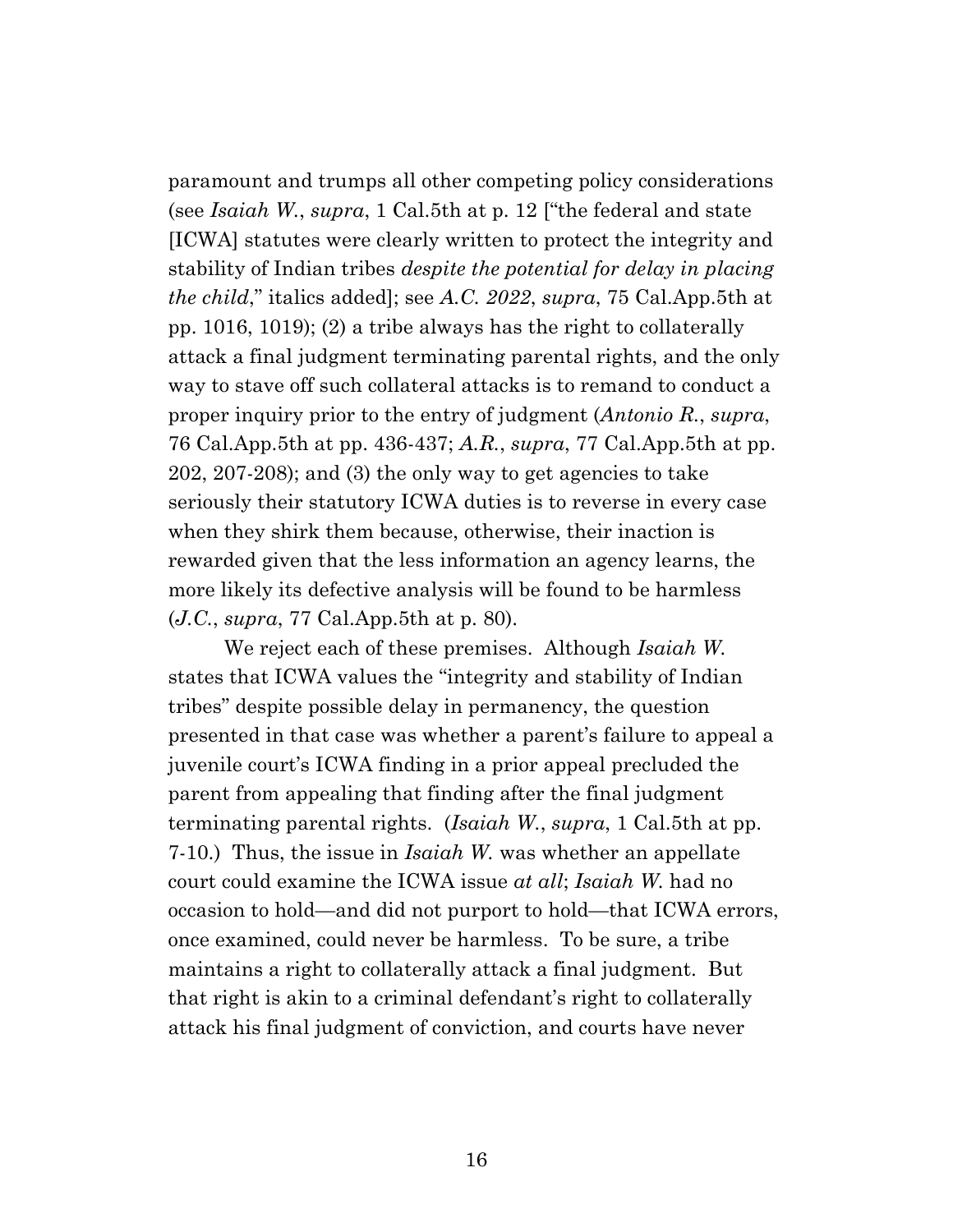paramount and trumps all other competing policy considerations (see *Isaiah W.*, *supra*, 1 Cal.5th at p. 12 ["the federal and state [ICWA] statutes were clearly written to protect the integrity and stability of Indian tribes *despite the potential for delay in placing the child*," italics added]; see *A.C. 2022*, *supra*, 75 Cal.App.5th at pp. 1016, 1019); (2) a tribe always has the right to collaterally attack a final judgment terminating parental rights, and the only way to stave off such collateral attacks is to remand to conduct a proper inquiry prior to the entry of judgment (*Antonio R.*, *supra*, 76 Cal.App.5th at pp. 436-437; *A.R.*, *supra*, 77 Cal.App.5th at pp. 202, 207-208); and (3) the only way to get agencies to take seriously their statutory ICWA duties is to reverse in every case when they shirk them because, otherwise, their inaction is rewarded given that the less information an agency learns, the more likely its defective analysis will be found to be harmless (*J.C.*, *supra*, 77 Cal.App.5th at p. 80).

We reject each of these premises. Although *Isaiah W.* states that ICWA values the "integrity and stability of Indian tribes" despite possible delay in permanency, the question presented in that case was whether a parent's failure to appeal a juvenile court's ICWA finding in a prior appeal precluded the parent from appealing that finding after the final judgment terminating parental rights. (*Isaiah W.*, *supra*, 1 Cal.5th at pp. 7-10.) Thus, the issue in *Isaiah W.* was whether an appellate court could examine the ICWA issue *at all*; *Isaiah W.* had no occasion to hold—and did not purport to hold—that ICWA errors, once examined, could never be harmless. To be sure, a tribe maintains a right to collaterally attack a final judgment. But that right is akin to a criminal defendant's right to collaterally attack his final judgment of conviction, and courts have never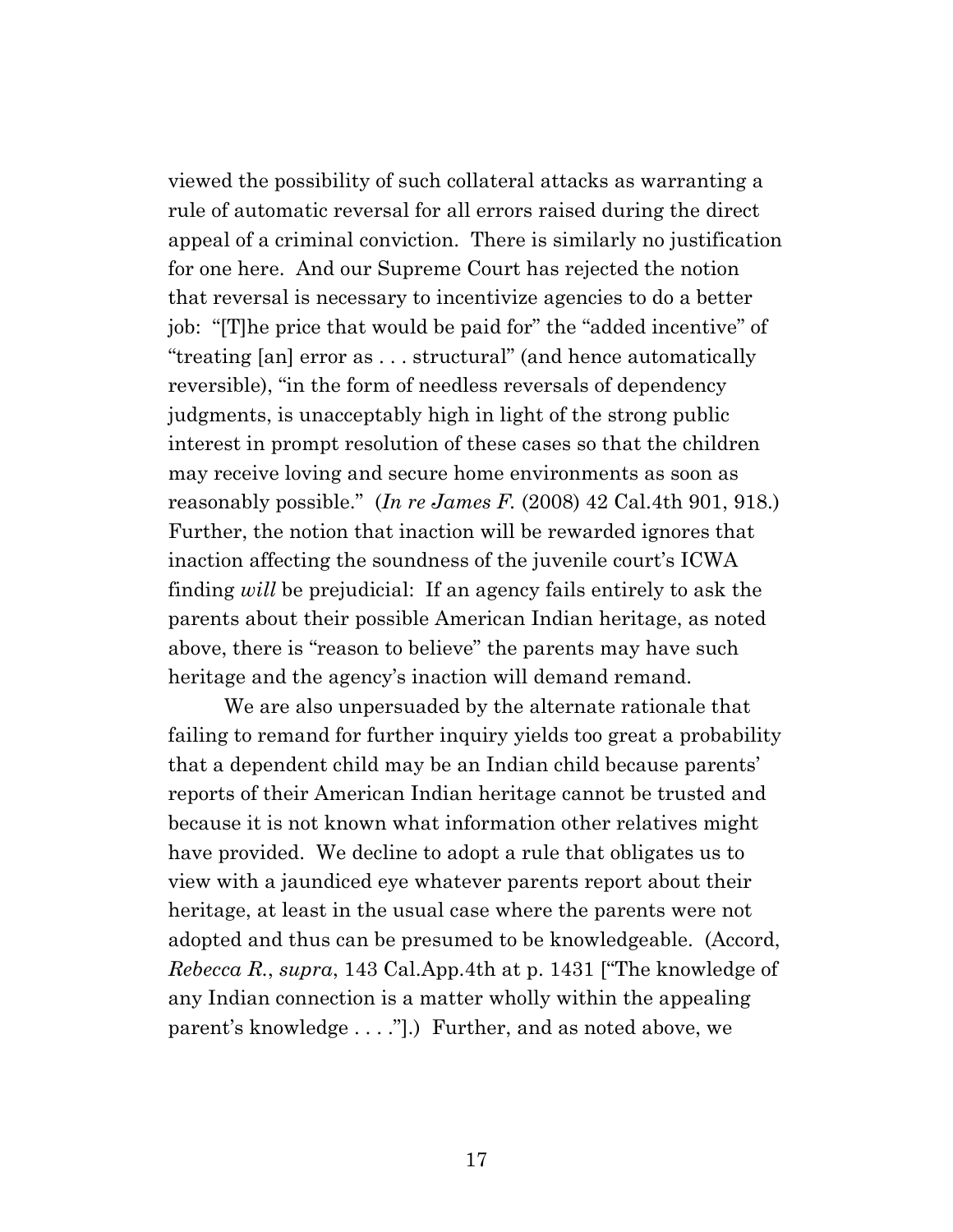viewed the possibility of such collateral attacks as warranting a rule of automatic reversal for all errors raised during the direct appeal of a criminal conviction. There is similarly no justification for one here. And our Supreme Court has rejected the notion that reversal is necessary to incentivize agencies to do a better job: "[T]he price that would be paid for" the "added incentive" of "treating [an] error as . . . structural" (and hence automatically reversible), "in the form of needless reversals of dependency judgments, is unacceptably high in light of the strong public interest in prompt resolution of these cases so that the children may receive loving and secure home environments as soon as reasonably possible." (*In re James F.* (2008) 42 Cal.4th 901, 918.) Further, the notion that inaction will be rewarded ignores that inaction affecting the soundness of the juvenile court's ICWA finding *will* be prejudicial: If an agency fails entirely to ask the parents about their possible American Indian heritage, as noted above, there is "reason to believe" the parents may have such heritage and the agency's inaction will demand remand.

We are also unpersuaded by the alternate rationale that failing to remand for further inquiry yields too great a probability that a dependent child may be an Indian child because parents' reports of their American Indian heritage cannot be trusted and because it is not known what information other relatives might have provided. We decline to adopt a rule that obligates us to view with a jaundiced eye whatever parents report about their heritage, at least in the usual case where the parents were not adopted and thus can be presumed to be knowledgeable. (Accord, *Rebecca R.*, *supra*, 143 Cal.App.4th at p. 1431 ["The knowledge of any Indian connection is a matter wholly within the appealing parent's knowledge . . . ."].) Further, and as noted above, we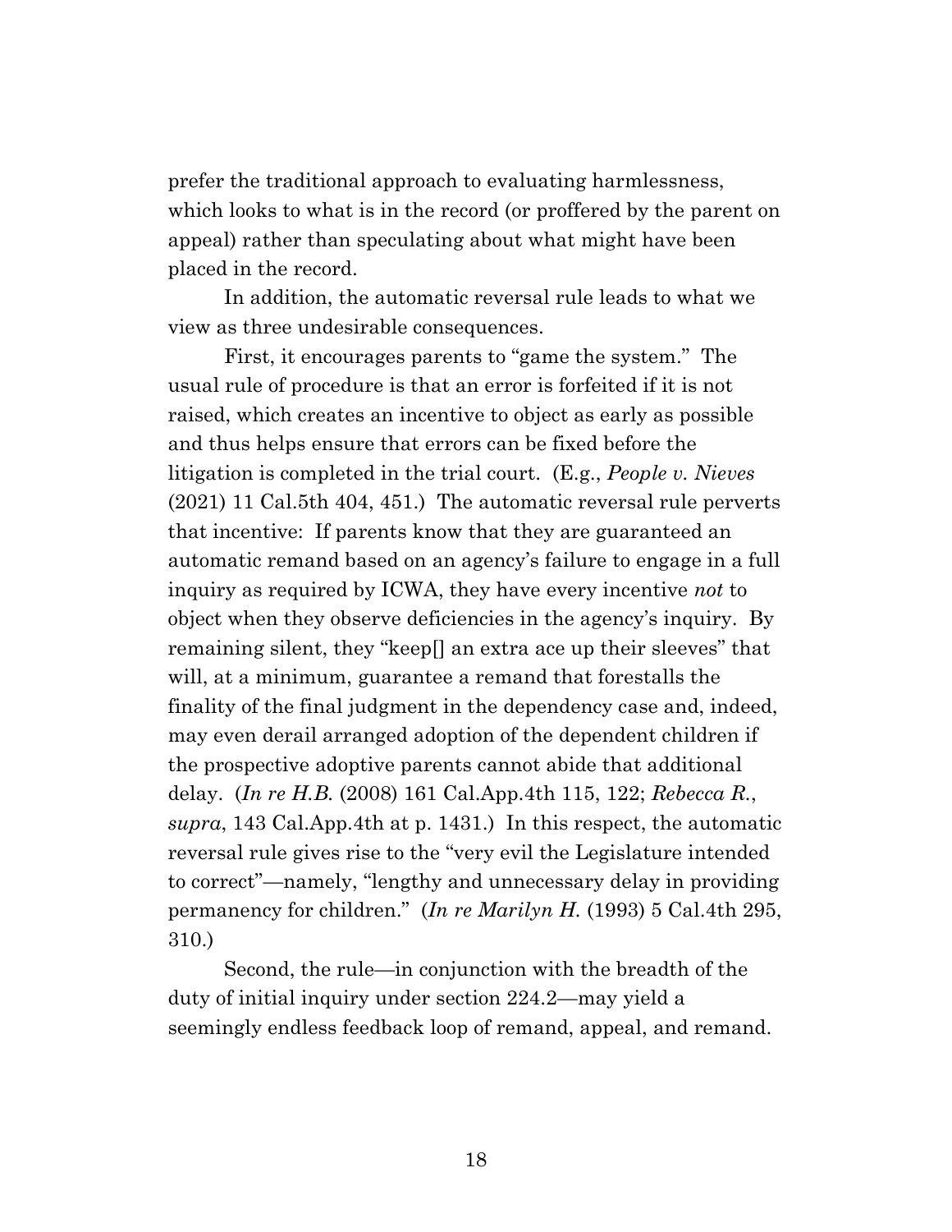prefer the traditional approach to evaluating harmlessness, which looks to what is in the record (or proffered by the parent on appeal) rather than speculating about what might have been placed in the record.

In addition, the automatic reversal rule leads to what we view as three undesirable consequences.

First, it encourages parents to "game the system." The usual rule of procedure is that an error is forfeited if it is not raised, which creates an incentive to object as early as possible and thus helps ensure that errors can be fixed before the litigation is completed in the trial court. (E.g., *People v. Nieves* (2021) 11 Cal.5th 404, 451.) The automatic reversal rule perverts that incentive: If parents know that they are guaranteed an automatic remand based on an agency's failure to engage in a full inquiry as required by ICWA, they have every incentive *not* to object when they observe deficiencies in the agency's inquiry. By remaining silent, they "keep[] an extra ace up their sleeves" that will, at a minimum, guarantee a remand that forestalls the finality of the final judgment in the dependency case and, indeed, may even derail arranged adoption of the dependent children if the prospective adoptive parents cannot abide that additional delay. (*In re H.B.* (2008) 161 Cal.App.4th 115, 122; *Rebecca R.*, *supra*, 143 Cal.App.4th at p. 1431.) In this respect, the automatic reversal rule gives rise to the "very evil the Legislature intended to correct"—namely, "lengthy and unnecessary delay in providing permanency for children." (*In re Marilyn H.* (1993) 5 Cal.4th 295, 310.)

Second, the rule—in conjunction with the breadth of the duty of initial inquiry under section 224.2—may yield a seemingly endless feedback loop of remand, appeal, and remand.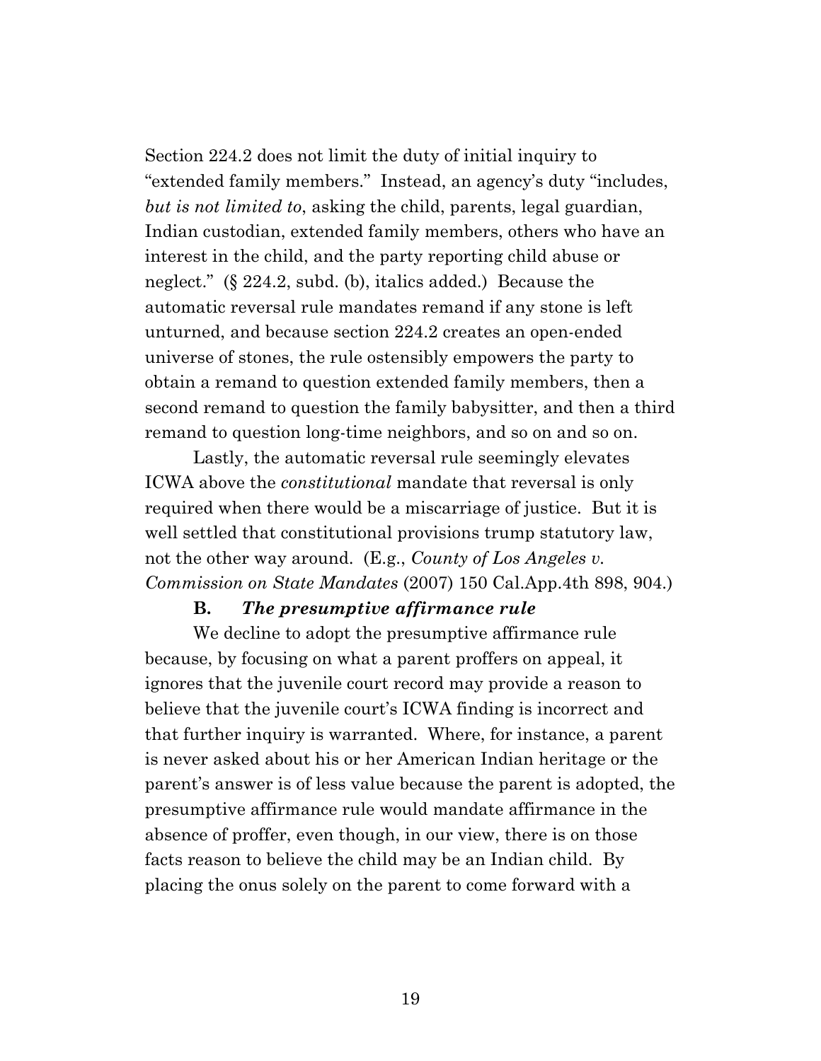Section 224.2 does not limit the duty of initial inquiry to "extended family members." Instead, an agency's duty "includes, *but is not limited to*, asking the child, parents, legal guardian, Indian custodian, extended family members, others who have an interest in the child, and the party reporting child abuse or neglect." (§ 224.2, subd. (b), italics added.) Because the automatic reversal rule mandates remand if any stone is left unturned, and because section 224.2 creates an open-ended universe of stones, the rule ostensibly empowers the party to obtain a remand to question extended family members, then a second remand to question the family babysitter, and then a third remand to question long-time neighbors, and so on and so on.

Lastly, the automatic reversal rule seemingly elevates ICWA above the *constitutional* mandate that reversal is only required when there would be a miscarriage of justice. But it is well settled that constitutional provisions trump statutory law, not the other way around. (E.g., *County of Los Angeles v. Commission on State Mandates* (2007) 150 Cal.App.4th 898, 904.)

### B. *The presumptive affirmance rule*

We decline to adopt the presumptive affirmance rule because, by focusing on what a parent proffers on appeal, it ignores that the juvenile court record may provide a reason to believe that the juvenile court's ICWA finding is incorrect and that further inquiry is warranted. Where, for instance, a parent is never asked about his or her American Indian heritage or the parent's answer is of less value because the parent is adopted, the presumptive affirmance rule would mandate affirmance in the absence of proffer, even though, in our view, there is on those facts reason to believe the child may be an Indian child. By placing the onus solely on the parent to come forward with a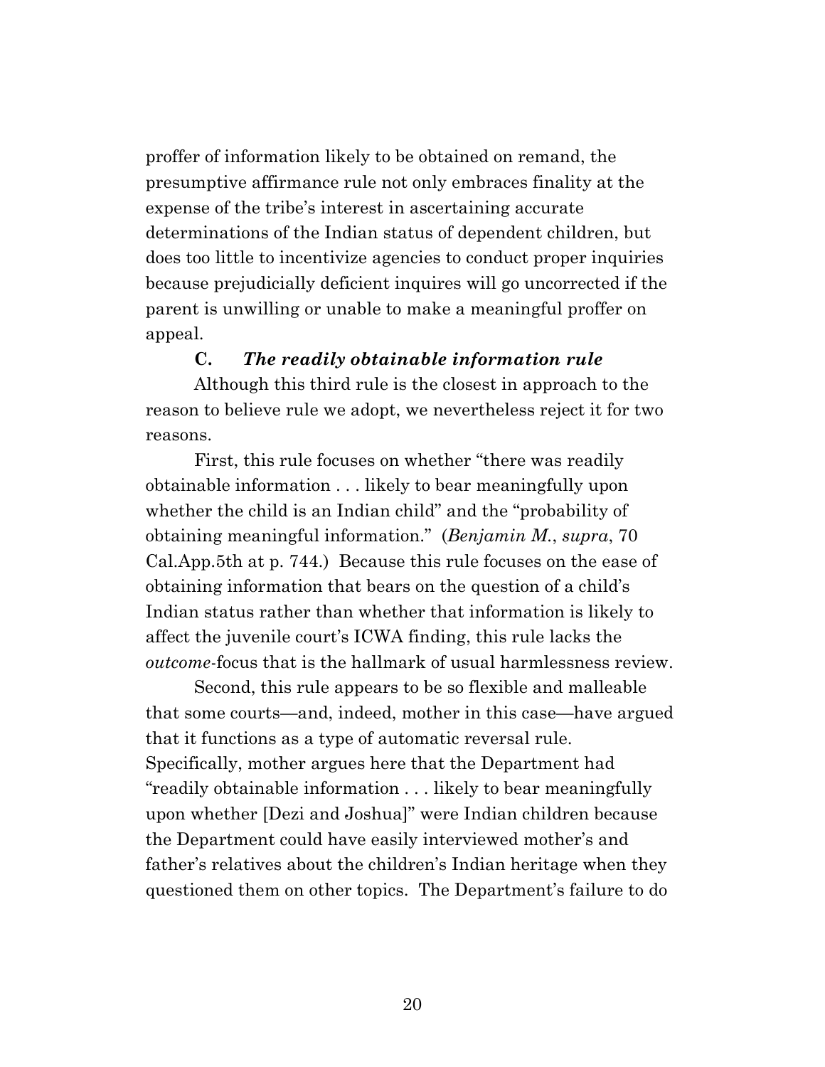proffer of information likely to be obtained on remand, the presumptive affirmance rule not only embraces finality at the expense of the tribe's interest in ascertaining accurate determinations of the Indian status of dependent children, but does too little to incentivize agencies to conduct proper inquiries because prejudicially deficient inquires will go uncorrected if the parent is unwilling or unable to make a meaningful proffer on appeal.

### C. *The readily obtainable information rule*

Although this third rule is the closest in approach to the reason to believe rule we adopt, we nevertheless reject it for two reasons.

First, this rule focuses on whether "there was readily obtainable information . . . likely to bear meaningfully upon whether the child is an Indian child" and the "probability of obtaining meaningful information." (*Benjamin M.*, *supra*, 70 Cal.App.5th at p. 744.) Because this rule focuses on the ease of obtaining information that bears on the question of a child's Indian status rather than whether that information is likely to affect the juvenile court's ICWA finding, this rule lacks the *outcome*-focus that is the hallmark of usual harmlessness review.

Second, this rule appears to be so flexible and malleable that some courts—and, indeed, mother in this case—have argued that it functions as a type of automatic reversal rule. Specifically, mother argues here that the Department had "readily obtainable information . . . likely to bear meaningfully upon whether [Dezi and Joshua]" were Indian children because the Department could have easily interviewed mother's and father's relatives about the children's Indian heritage when they questioned them on other topics. The Department's failure to do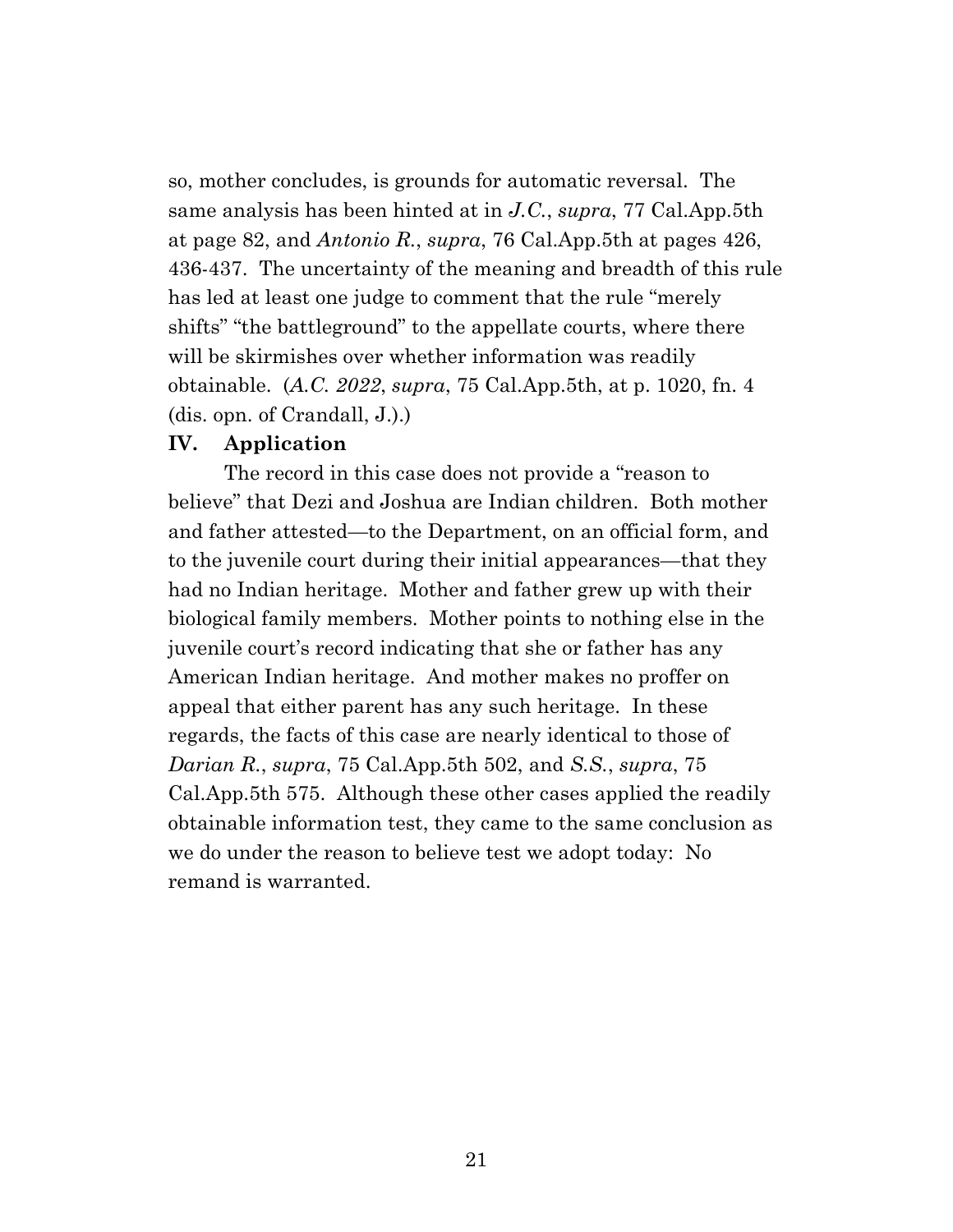so, mother concludes, is grounds for automatic reversal. The same analysis has been hinted at in *J.C.*, *supra*, 77 Cal.App.5th at page 82, and *Antonio R.*, *supra*, 76 Cal.App.5th at pages 426, 436-437. The uncertainty of the meaning and breadth of this rule has led at least one judge to comment that the rule "merely shifts" "the battleground" to the appellate courts, where there will be skirmishes over whether information was readily obtainable. (*A.C. 2022*, *supra*, 75 Cal.App.5th, at p. 1020, fn. 4 (dis. opn. of Crandall, J.).)

## IV. Application

The record in this case does not provide a "reason to believe" that Dezi and Joshua are Indian children. Both mother and father attested—to the Department, on an official form, and to the juvenile court during their initial appearances—that they had no Indian heritage. Mother and father grew up with their biological family members. Mother points to nothing else in the juvenile court's record indicating that she or father has any American Indian heritage. And mother makes no proffer on appeal that either parent has any such heritage. In these regards, the facts of this case are nearly identical to those of *Darian R.*, *supra*, 75 Cal.App.5th 502, and *S.S.*, *supra*, 75 Cal.App.5th 575. Although these other cases applied the readily obtainable information test, they came to the same conclusion as we do under the reason to believe test we adopt today: No remand is warranted.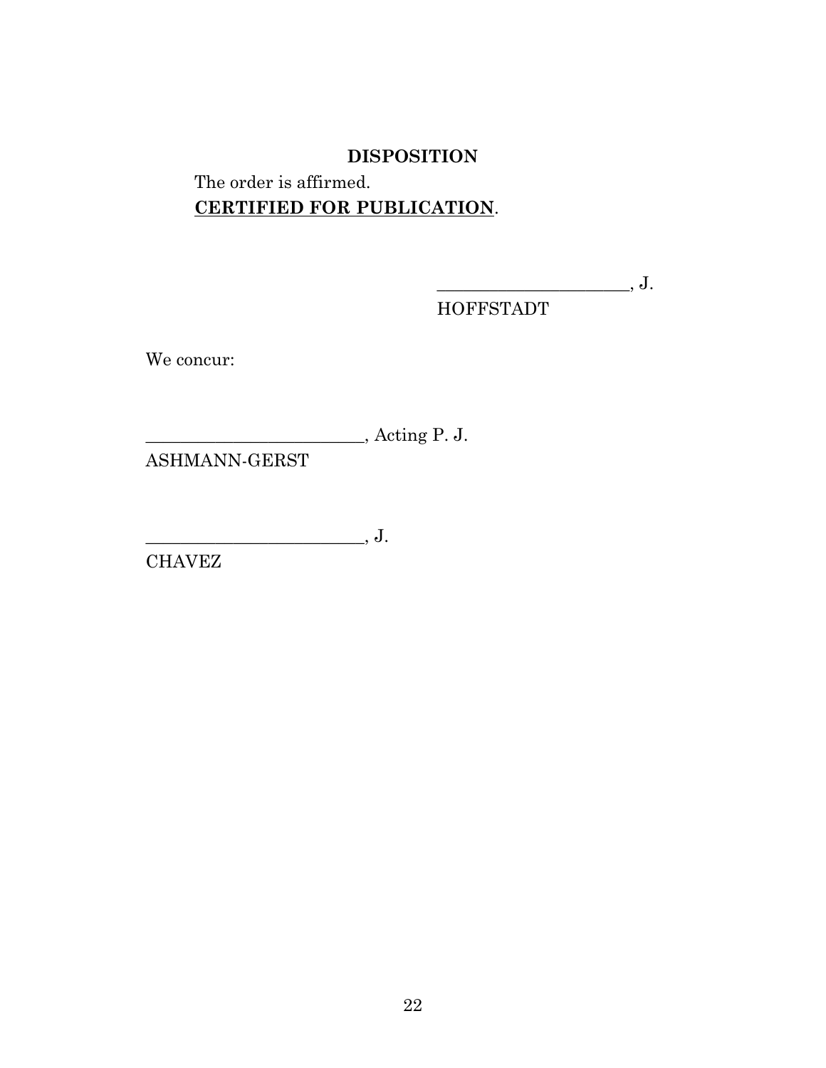## DISPOSITION

The order is affirmed.

**CERTIFIED FOR PUBLICATION**.

______________________, J.
HOFFSTADT

We concur:

_________________________, Acting P. J.
ASHMANN-GERST

_________________________, J.
CHAVEZ